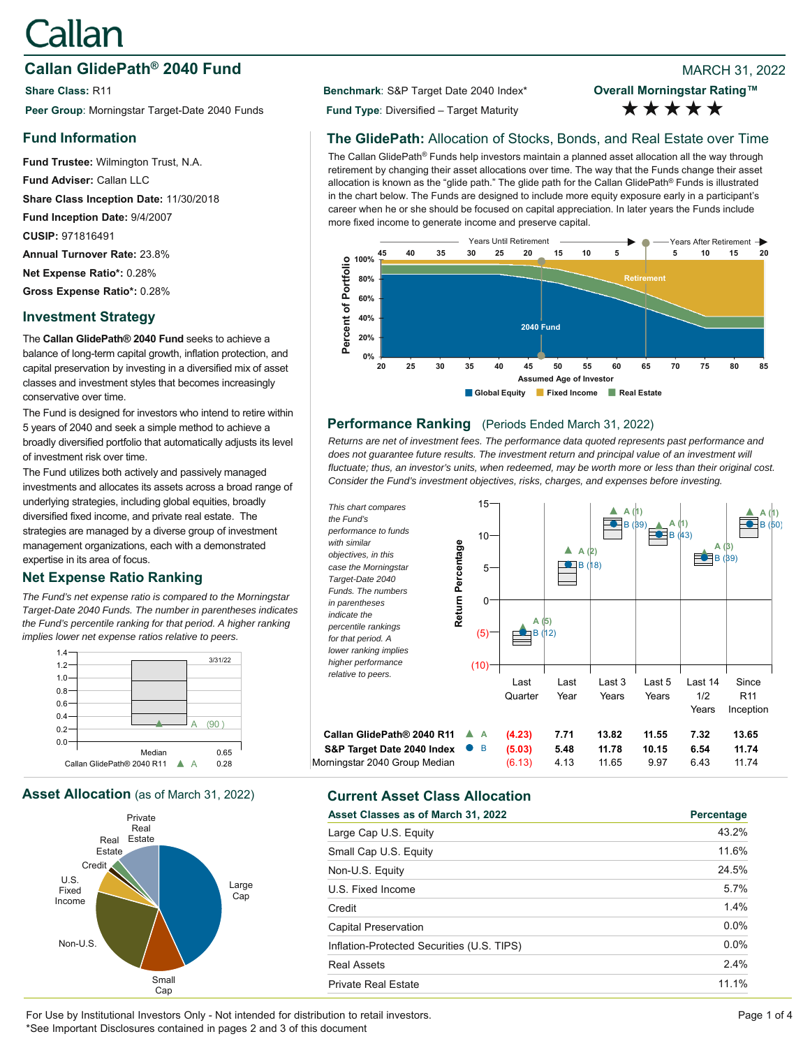# Callan

## Callan GlidePath® 2040 Fund

MARCH 31, 2022

**Share Class:** R11

**Peer Group**: Morningstar Target-Date 2040 Funds

**Benchmark**: S&P Target Date 2040 Index*

**Fund Type**: Diversified – Target Maturity

**Overall Morningstar Rating™** ★★★★★

## Fund Information

**Fund Trustee:** Wilmington Trust, N.A.

**Fund Adviser:** Callan LLC

**Share Class Inception Date:** 11/30/2018

**Fund Inception Date:** 9/4/2007

**CUSIP:** 971816491

**Annual Turnover Rate:** 23.8%

**Net Expense Ratio*:** 0.28%

**Gross Expense Ratio*:** 0.28%

## Investment Strategy

The **Callan GlidePath® 2040 Fund** seeks to achieve a balance of long-term capital growth, inflation protection, and capital preservation by investing in a diversified mix of asset classes and investment styles that becomes increasingly conservative over time.

The Fund is designed for investors who intend to retire within 5 years of 2040 and seek a simple method to achieve a broadly diversified portfolio that automatically adjusts its level of investment risk over time.

The Fund utilizes both actively and passively managed investments and allocates its assets across a broad range of underlying strategies, including global equities, broadly diversified fixed income, and private real estate. The strategies are managed by a diverse group of investment management organizations, each with a demonstrated expertise in its area of focus.

## Net Expense Ratio Ranking

*The Fund's net expense ratio is compared to the Morningstar Target-Date 2040 Funds. The number in parentheses indicates the Fund's percentile ranking for that period. A higher ranking implies lower net expense ratios relative to peers.*

| | 3/31/22 |
|---|---|
| Median | 0.65 |
| Callan GlidePath® 2040 R11 ▲ A | 0.28 (90) |

## The GlidePath: Allocation of Stocks, Bonds, and Real Estate over Time

The Callan GlidePath® Funds help investors maintain a planned asset allocation all the way through retirement by changing their asset allocations over time. The way that the Funds change their asset allocation is known as the "glide path." The glide path for the Callan GlidePath® Funds is illustrated in the chart below. The Funds are designed to include more equity exposure early in a participant's career when he or she should be focused on capital appreciation. In later years the Funds include more fixed income to generate income and preserve capital.

Legend: Global Equity, Fixed Income, Real Estate. Markers: 2040 Fund, Retirement. X-axis: Assumed Age of Investor (20–85); Years Until Retirement (45–5); Years After Retirement (5–20). Y-axis: Percent of Portfolio.

## Performance Ranking (Periods Ended March 31, 2022)

*Returns are net of investment fees. The performance data quoted represents past performance and does not guarantee future results. The investment return and principal value of an investment will fluctuate; thus, an investor's units, when redeemed, may be worth more or less than their original cost. Consider the Fund's investment objectives, risks, charges, and expenses before investing.*

*This chart compares the Fund's performance to funds with similar objectives, in this case the Morningstar Target-Date 2040 Funds. The numbers in parentheses indicate the percentile rankings for that period. A lower ranking implies higher performance relative to peers.*

| | | Last Quarter | Last Year | Last 3 Years | Last 5 Years | Last 14 1/2 Years | Since R11 Inception |
|---|---|---|---|---|---|---|---|
| **Callan GlidePath® 2040 R11** | ▲ A | **(4.23)** (5) | **7.71** (2) | **13.82** (1) | **11.55** (1) | **7.32** (3) | **13.65** (1) |
| **S&P Target Date 2040 Index** | ● B | **(5.03)** (12) | **5.48** (18) | **11.78** (39) | **10.15** (43) | **6.54** (39) | **11.74** (50) |
| Morningstar 2040 Group Median | | (6.13) | 4.13 | 11.65 | 9.97 | 6.43 | 11.74 |

## Asset Allocation (as of March 31, 2022)

Pie chart segments: Large Cap, Small Cap, Non-U.S., U.S. Fixed Income, Credit, Real Estate, Private Real Estate.

## Current Asset Class Allocation

| Asset Classes as of March 31, 2022 | Percentage |
|---|---|
| Large Cap U.S. Equity | 43.2% |
| Small Cap U.S. Equity | 11.6% |
| Non-U.S. Equity | 24.5% |
| U.S. Fixed Income | 5.7% |
| Credit | 1.4% |
| Capital Preservation | 0.0% |
| Inflation-Protected Securities (U.S. TIPS) | 0.0% |
| Real Assets | 2.4% |
| Private Real Estate | 11.1% |

For Use by Institutional Investors Only - Not intended for distribution to retail investors.
*See Important Disclosures contained in pages 2 and 3 of this document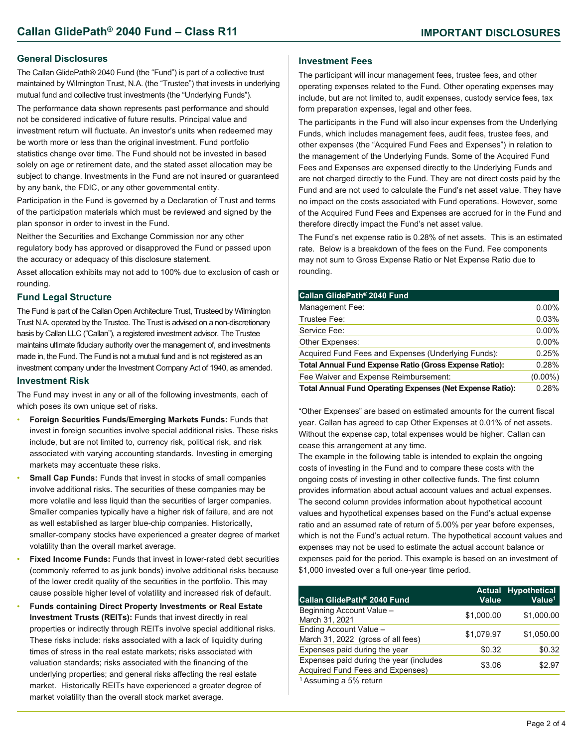## General Disclosures

The Callan GlidePath® 2040 Fund (the "Fund") is part of a collective trust maintained by Wilmington Trust, N.A. (the "Trustee") that invests in underlying mutual fund and collective trust investments (the "Underlying Funds").

The performance data shown represents past performance and should not be considered indicative of future results. Principal value and investment return will fluctuate. An investor's units when redeemed may be worth more or less than the original investment. Fund portfolio statistics change over time. The Fund should not be invested in based solely on age or retirement date, and the stated asset allocation may be subject to change. Investments in the Fund are not insured or guaranteed by any bank, the FDIC, or any other governmental entity.

Participation in the Fund is governed by a Declaration of Trust and terms of the participation materials which must be reviewed and signed by the plan sponsor in order to invest in the Fund.

Neither the Securities and Exchange Commission nor any other regulatory body has approved or disapproved the Fund or passed upon the accuracy or adequacy of this disclosure statement.

Asset allocation exhibits may not add to 100% due to exclusion of cash or rounding.

## Fund Legal Structure

The Fund is part of the Callan Open Architecture Trust, Trusteed by Wilmington Trust N.A. operated by the Trustee. The Trust is advised on a non-discretionary basis by Callan LLC ("Callan"), a registered investment advisor. The Trustee maintains ultimate fiduciary authority over the management of, and investments made in, the Fund. The Fund is not a mutual fund and is not registered as an investment company under the Investment Company Act of 1940, as amended.

## Investment Risk

The Fund may invest in any or all of the following investments, each of which poses its own unique set of risks.

- **Foreign Securities Funds/Emerging Markets Funds:** Funds that invest in foreign securities involve special additional risks. These risks include, but are not limited to, currency risk, political risk, and risk associated with varying accounting standards. Investing in emerging markets may accentuate these risks.
- **Small Cap Funds:** Funds that invest in stocks of small companies involve additional risks. The securities of these companies may be more volatile and less liquid than the securities of larger companies. Smaller companies typically have a higher risk of failure, and are not as well established as larger blue-chip companies. Historically, smaller-company stocks have experienced a greater degree of market volatility than the overall market average.
- **Fixed Income Funds:** Funds that invest in lower-rated debt securities (commonly referred to as junk bonds) involve additional risks because of the lower credit quality of the securities in the portfolio. This may cause possible higher level of volatility and increased risk of default.
- **Funds containing Direct Property Investments or Real Estate Investment Trusts (REITs):** Funds that invest directly in real properties or indirectly through REITs involve special additional risks. These risks include: risks associated with a lack of liquidity during times of stress in the real estate markets; risks associated with valuation standards; risks associated with the financing of the underlying properties; and general risks affecting the real estate market. Historically REITs have experienced a greater degree of market volatility than the overall stock market average.

## Investment Fees

The participant will incur management fees, trustee fees, and other operating expenses related to the Fund. Other operating expenses may include, but are not limited to, audit expenses, custody service fees, tax form preparation expenses, legal and other fees.

The participants in the Fund will also incur expenses from the Underlying Funds, which includes management fees, audit fees, trustee fees, and other expenses (the "Acquired Fund Fees and Expenses") in relation to the management of the Underlying Funds. Some of the Acquired Fund Fees and Expenses are expensed directly to the Underlying Funds and are not charged directly to the Fund. They are not direct costs paid by the Fund and are not used to calculate the Fund's net asset value. They have no impact on the costs associated with Fund operations. However, some of the Acquired Fund Fees and Expenses are accrued for in the Fund and therefore directly impact the Fund's net asset value.

The Fund's net expense ratio is 0.28% of net assets. This is an estimated rate. Below is a breakdown of the fees on the Fund. Fee components may not sum to Gross Expense Ratio or Net Expense Ratio due to rounding.

| Callan GlidePath® 2040 Fund | |
|---|---|
| Management Fee: | 0.00% |
| Trustee Fee: | 0.03% |
| Service Fee: | 0.00% |
| Other Expenses: | 0.00% |
| Acquired Fund Fees and Expenses (Underlying Funds): | 0.25% |
| **Total Annual Fund Expense Ratio (Gross Expense Ratio):** | 0.28% |
| Fee Waiver and Expense Reimbursement: | (0.00%) |
| **Total Annual Fund Operating Expenses (Net Expense Ratio):** | 0.28% |

"Other Expenses" are based on estimated amounts for the current fiscal year. Callan has agreed to cap Other Expenses at 0.01% of net assets. Without the expense cap, total expenses would be higher. Callan can cease this arrangement at any time.

The example in the following table is intended to explain the ongoing costs of investing in the Fund and to compare these costs with the ongoing costs of investing in other collective funds. The first column provides information about actual account values and actual expenses. The second column provides information about hypothetical account values and hypothetical expenses based on the Fund's actual expense ratio and an assumed rate of return of 5.00% per year before expenses, which is not the Fund's actual return. The hypothetical account values and expenses may not be used to estimate the actual account balance or expenses paid for the period. This example is based on an investment of $1,000 invested over a full one-year time period.

| Callan GlidePath® 2040 Fund | Actual Value | Hypothetical Value[1] |
|---|---|---|
| Beginning Account Value – March 31, 2021 | $1,000.00 | $1,000.00 |
| Ending Account Value – March 31, 2022 (gross of all fees) | $1,079.97 | $1,050.00 |
| Expenses paid during the year | $0.32 | $0.32 |
| Expenses paid during the year (includes Acquired Fund Fees and Expenses) | $3.06 | $2.97 |

[1] Assuming a 5% return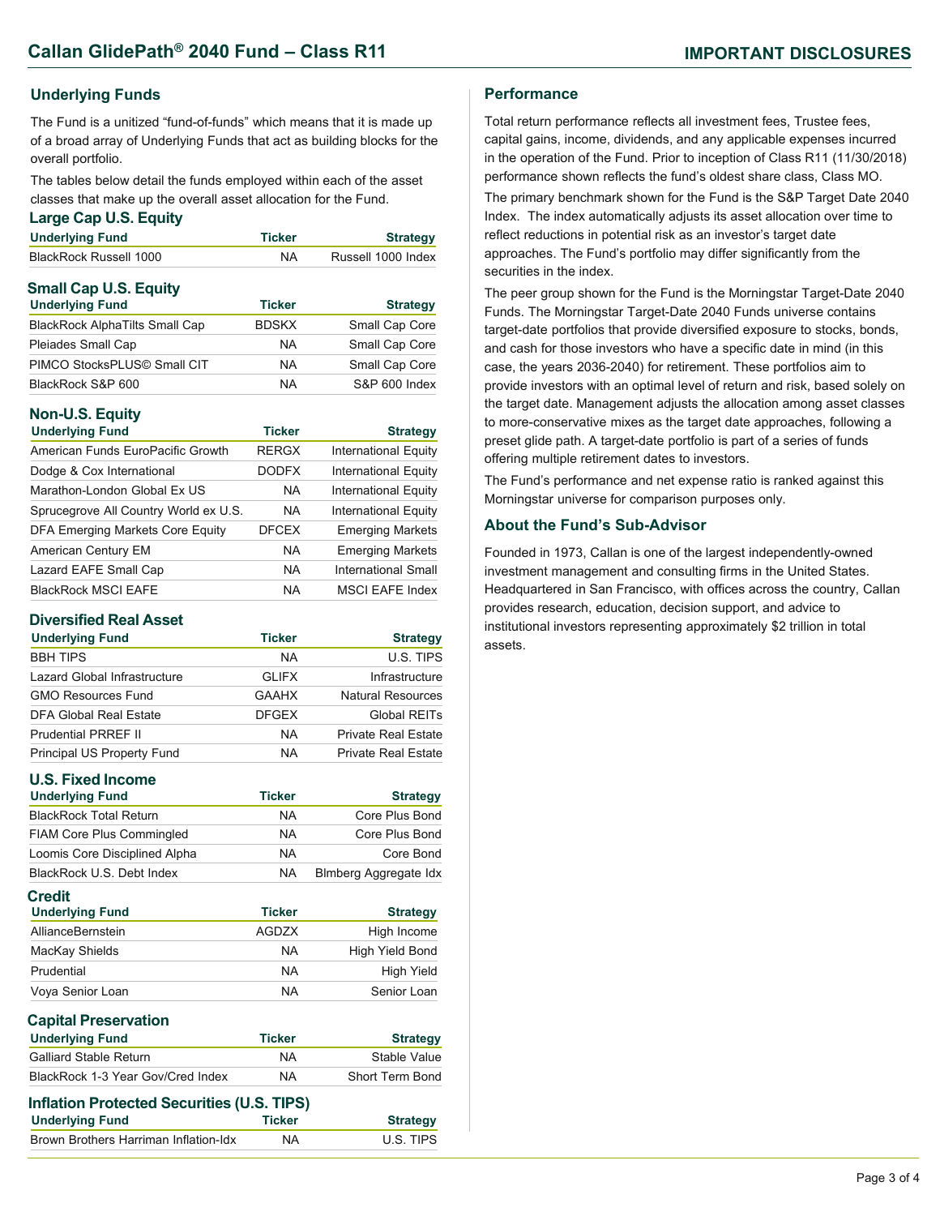# Callan GlidePath® 2040 Fund – Class R11

## IMPORTANT DISCLOSURES

### Underlying Funds

The Fund is a unitized "fund-of-funds" which means that it is made up of a broad array of Underlying Funds that act as building blocks for the overall portfolio.

The tables below detail the funds employed within each of the asset classes that make up the overall asset allocation for the Fund.

#### Large Cap U.S. Equity

| Underlying Fund | Ticker | Strategy |
|---|---|---|
| BlackRock Russell 1000 | NA | Russell 1000 Index |

#### Small Cap U.S. Equity

| Underlying Fund | Ticker | Strategy |
|---|---|---|
| BlackRock AlphaTilts Small Cap | BDSKX | Small Cap Core |
| Pleiades Small Cap | NA | Small Cap Core |
| PIMCO StocksPLUS© Small CIT | NA | Small Cap Core |
| BlackRock S&P 600 | NA | S&P 600 Index |

#### Non-U.S. Equity

| Underlying Fund | Ticker | Strategy |
|---|---|---|
| American Funds EuroPacific Growth | RERGX | International Equity |
| Dodge & Cox International | DODFX | International Equity |
| Marathon-London Global Ex US | NA | International Equity |
| Sprucegrove All Country World ex U.S. | NA | International Equity |
| DFA Emerging Markets Core Equity | DFCEX | Emerging Markets |
| American Century EM | NA | Emerging Markets |
| Lazard EAFE Small Cap | NA | International Small |
| BlackRock MSCI EAFE | NA | MSCI EAFE Index |

#### Diversified Real Asset

| Underlying Fund | Ticker | Strategy |
|---|---|---|
| BBH TIPS | NA | U.S. TIPS |
| Lazard Global Infrastructure | GLIFX | Infrastructure |
| GMO Resources Fund | GAAHX | Natural Resources |
| DFA Global Real Estate | DFGEX | Global REITs |
| Prudential PRREF II | NA | Private Real Estate |
| Principal US Property Fund | NA | Private Real Estate |

#### U.S. Fixed Income

| Underlying Fund | Ticker | Strategy |
|---|---|---|
| BlackRock Total Return | NA | Core Plus Bond |
| FIAM Core Plus Commingled | NA | Core Plus Bond |
| Loomis Core Disciplined Alpha | NA | Core Bond |
| BlackRock U.S. Debt Index | NA | Blmberg Aggregate Idx |

#### Credit

| Underlying Fund | Ticker | Strategy |
|---|---|---|
| AllianceBernstein | AGDZX | High Income |
| MacKay Shields | NA | High Yield Bond |
| Prudential | NA | High Yield |
| Voya Senior Loan | NA | Senior Loan |

#### Capital Preservation

| Underlying Fund | Ticker | Strategy |
|---|---|---|
| Galliard Stable Return | NA | Stable Value |
| BlackRock 1-3 Year Gov/Cred Index | NA | Short Term Bond |

#### Inflation Protected Securities (U.S. TIPS)

| Underlying Fund | Ticker | Strategy |
|---|---|---|
| Brown Brothers Harriman Inflation-Idx | NA | U.S. TIPS |

### Performance

Total return performance reflects all investment fees, Trustee fees, capital gains, income, dividends, and any applicable expenses incurred in the operation of the Fund. Prior to inception of Class R11 (11/30/2018) performance shown reflects the fund's oldest share class, Class MO.

The primary benchmark shown for the Fund is the S&P Target Date 2040 Index. The index automatically adjusts its asset allocation over time to reflect reductions in potential risk as an investor's target date approaches. The Fund's portfolio may differ significantly from the securities in the index.

The peer group shown for the Fund is the Morningstar Target-Date 2040 Funds. The Morningstar Target-Date 2040 Funds universe contains target-date portfolios that provide diversified exposure to stocks, bonds, and cash for those investors who have a specific date in mind (in this case, the years 2036-2040) for retirement. These portfolios aim to provide investors with an optimal level of return and risk, based solely on the target date. Management adjusts the allocation among asset classes to more-conservative mixes as the target date approaches, following a preset glide path. A target-date portfolio is part of a series of funds offering multiple retirement dates to investors.

The Fund's performance and net expense ratio is ranked against this Morningstar universe for comparison purposes only.

### About the Fund's Sub-Advisor

Founded in 1973, Callan is one of the largest independently-owned investment management and consulting firms in the United States. Headquartered in San Francisco, with offices across the country, Callan provides research, education, decision support, and advice to institutional investors representing approximately $2 trillion in total assets.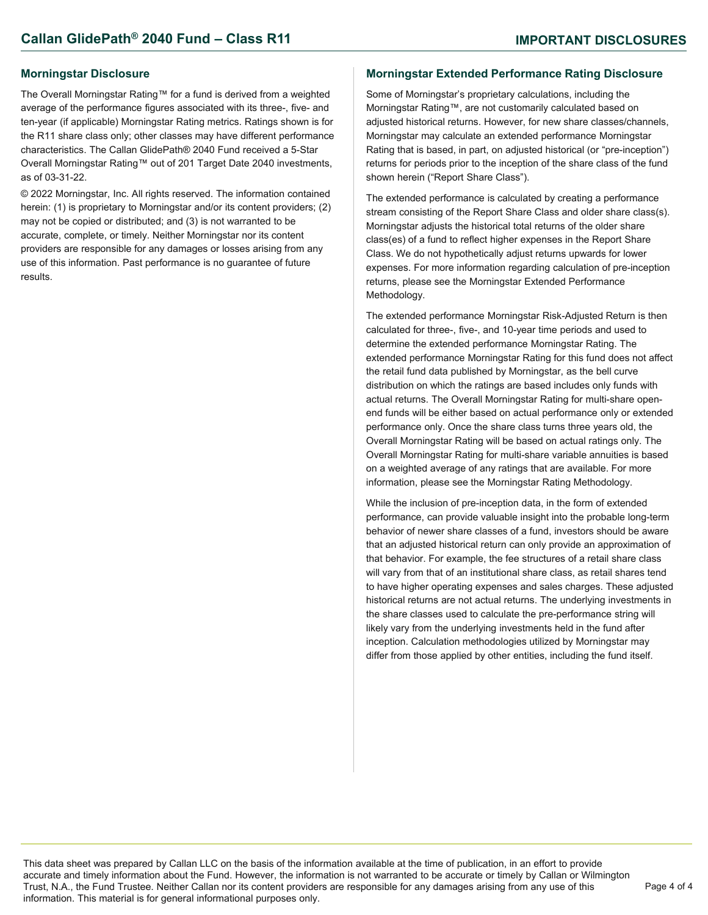## Morningstar Disclosure

The Overall Morningstar Rating™ for a fund is derived from a weighted average of the performance figures associated with its three-, five- and ten-year (if applicable) Morningstar Rating metrics. Ratings shown is for the R11 share class only; other classes may have different performance characteristics. The Callan GlidePath® 2040 Fund received a 5-Star Overall Morningstar Rating™ out of 201 Target Date 2040 investments, as of 03-31-22.

© 2022 Morningstar, Inc. All rights reserved. The information contained herein: (1) is proprietary to Morningstar and/or its content providers; (2) may not be copied or distributed; and (3) is not warranted to be accurate, complete, or timely. Neither Morningstar nor its content providers are responsible for any damages or losses arising from any use of this information. Past performance is no guarantee of future results.

## Morningstar Extended Performance Rating Disclosure

Some of Morningstar's proprietary calculations, including the Morningstar Rating™, are not customarily calculated based on adjusted historical returns. However, for new share classes/channels, Morningstar may calculate an extended performance Morningstar Rating that is based, in part, on adjusted historical (or "pre-inception") returns for periods prior to the inception of the share class of the fund shown herein ("Report Share Class").

The extended performance is calculated by creating a performance stream consisting of the Report Share Class and older share class(s). Morningstar adjusts the historical total returns of the older share class(es) of a fund to reflect higher expenses in the Report Share Class. We do not hypothetically adjust returns upwards for lower expenses. For more information regarding calculation of pre-inception returns, please see the Morningstar Extended Performance Methodology.

The extended performance Morningstar Risk-Adjusted Return is then calculated for three-, five-, and 10-year time periods and used to determine the extended performance Morningstar Rating. The extended performance Morningstar Rating for this fund does not affect the retail fund data published by Morningstar, as the bell curve distribution on which the ratings are based includes only funds with actual returns. The Overall Morningstar Rating for multi-share open-end funds will be either based on actual performance only or extended performance only. Once the share class turns three years old, the Overall Morningstar Rating will be based on actual ratings only. The Overall Morningstar Rating for multi-share variable annuities is based on a weighted average of any ratings that are available. For more information, please see the Morningstar Rating Methodology.

While the inclusion of pre-inception data, in the form of extended performance, can provide valuable insight into the probable long-term behavior of newer share classes of a fund, investors should be aware that an adjusted historical return can only provide an approximation of that behavior. For example, the fee structures of a retail share class will vary from that of an institutional share class, as retail shares tend to have higher operating expenses and sales charges. These adjusted historical returns are not actual returns. The underlying investments in the share classes used to calculate the pre-performance string will likely vary from the underlying investments held in the fund after inception. Calculation methodologies utilized by Morningstar may differ from those applied by other entities, including the fund itself.

This data sheet was prepared by Callan LLC on the basis of the information available at the time of publication, in an effort to provide accurate and timely information about the Fund. However, the information is not warranted to be accurate or timely by Callan or Wilmington Trust, N.A., the Fund Trustee. Neither Callan nor its content providers are responsible for any damages arising from any use of this information. This material is for general informational purposes only.